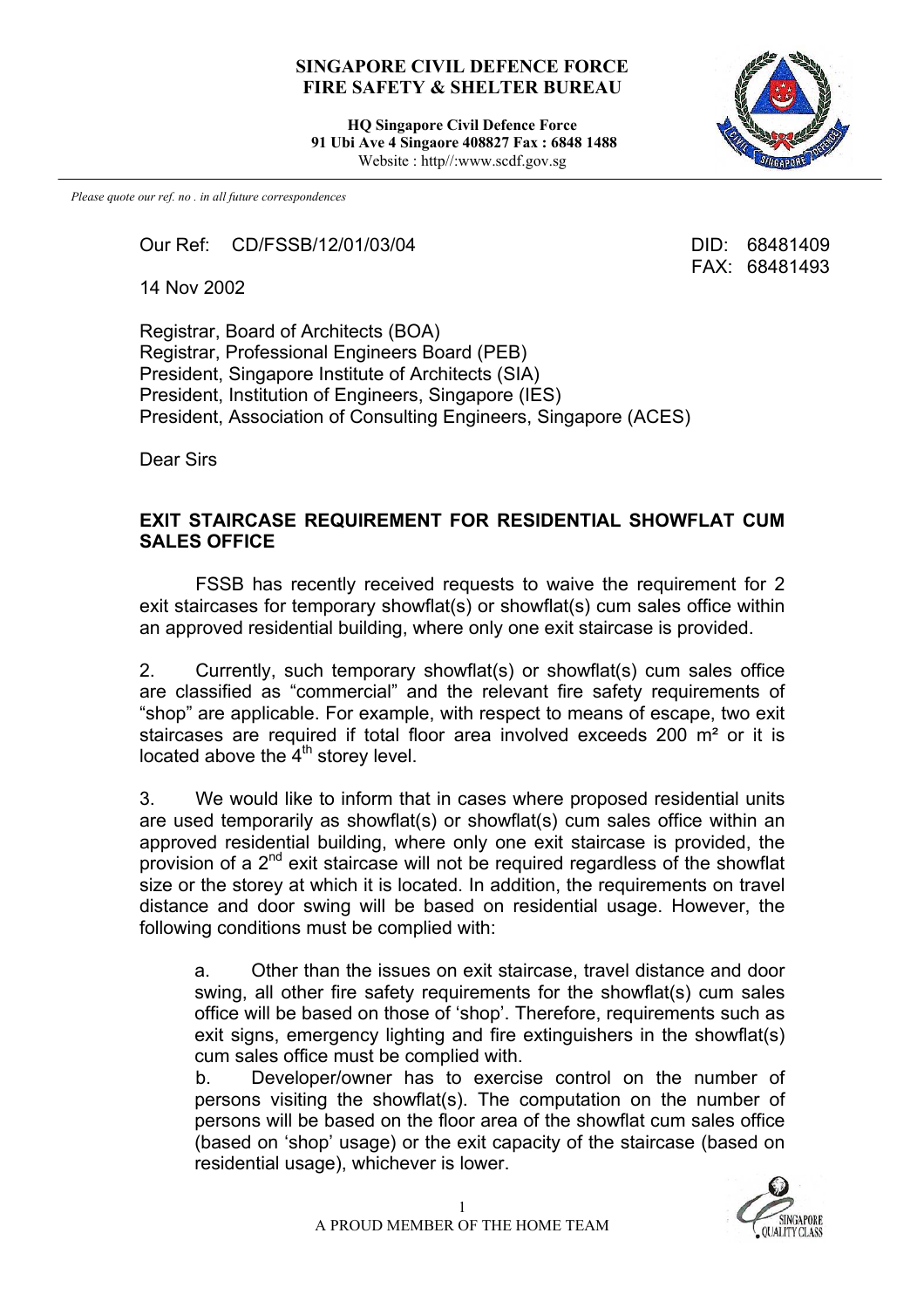**SINGAPORE CIVIL DEFENCE FORCE**
**FIRE SAFETY & SHELTER BUREAU**

**HQ Singapore Civil Defence Force**
**91 Ubi Ave 4 Singaore 408827 Fax : 6848 1488**
Website : http//:www.scdf.gov.sg

*Please quote our ref. no . in all future correspondences*

Our Ref: CD/FSSB/12/01/03/04

DID: 68481409
FAX: 68481493

14 Nov 2002

Registrar, Board of Architects (BOA)
Registrar, Professional Engineers Board (PEB)
President, Singapore Institute of Architects (SIA)
President, Institution of Engineers, Singapore (IES)
President, Association of Consulting Engineers, Singapore (ACES)

Dear Sirs

**EXIT STAIRCASE REQUIREMENT FOR RESIDENTIAL SHOWFLAT CUM SALES OFFICE**

FSSB has recently received requests to waive the requirement for 2 exit staircases for temporary showflat(s) or showflat(s) cum sales office within an approved residential building, where only one exit staircase is provided.

2. Currently, such temporary showflat(s) or showflat(s) cum sales office are classified as "commercial" and the relevant fire safety requirements of "shop" are applicable. For example, with respect to means of escape, two exit staircases are required if total floor area involved exceeds 200 m² or it is located above the 4th storey level.

3. We would like to inform that in cases where proposed residential units are used temporarily as showflat(s) or showflat(s) cum sales office within an approved residential building, where only one exit staircase is provided, the provision of a 2nd exit staircase will not be required regardless of the showflat size or the storey at which it is located. In addition, the requirements on travel distance and door swing will be based on residential usage. However, the following conditions must be complied with:

a. Other than the issues on exit staircase, travel distance and door swing, all other fire safety requirements for the showflat(s) cum sales office will be based on those of 'shop'. Therefore, requirements such as exit signs, emergency lighting and fire extinguishers in the showflat(s) cum sales office must be complied with.

b. Developer/owner has to exercise control on the number of persons visiting the showflat(s). The computation on the number of persons will be based on the floor area of the showflat cum sales office (based on 'shop' usage) or the exit capacity of the staircase (based on residential usage), whichever is lower.

A PROUD MEMBER OF THE HOME TEAM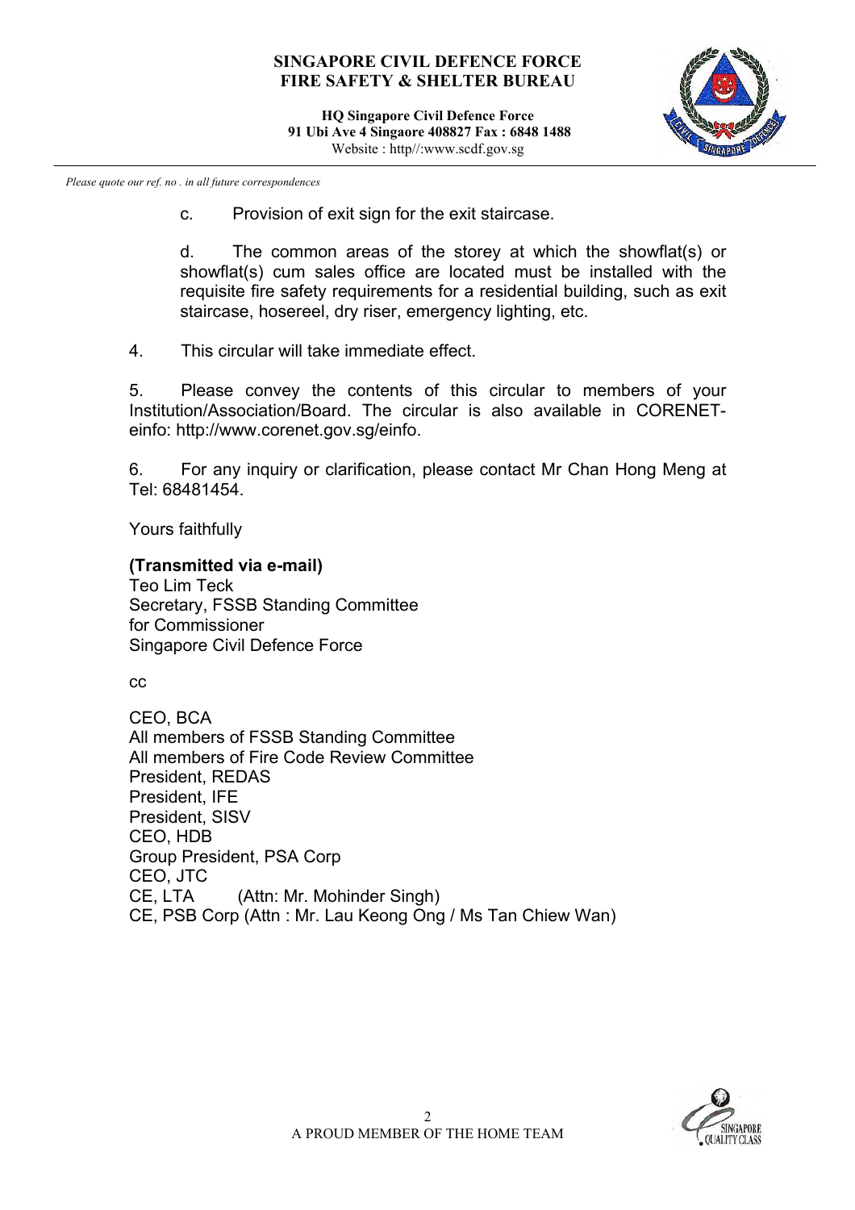c. Provision of exit sign for the exit staircase.

d. The common areas of the storey at which the showflat(s) or showflat(s) cum sales office are located must be installed with the requisite fire safety requirements for a residential building, such as exit staircase, hosereel, dry riser, emergency lighting, etc.

4. This circular will take immediate effect.

5. Please convey the contents of this circular to members of your Institution/Association/Board. The circular is also available in CORENET-einfo: http://www.corenet.gov.sg/einfo.

6. For any inquiry or clarification, please contact Mr Chan Hong Meng at Tel: 68481454.

Yours faithfully

**(Transmitted via e-mail)**
Teo Lim Teck
Secretary, FSSB Standing Committee
for Commissioner
Singapore Civil Defence Force

cc

CEO, BCA
All members of FSSB Standing Committee
All members of Fire Code Review Committee
President, REDAS
President, IFE
President, SISV
CEO, HDB
Group President, PSA Corp
CEO, JTC
CE, LTA (Attn: Mr. Mohinder Singh)
CE, PSB Corp (Attn : Mr. Lau Keong Ong / Ms Tan Chiew Wan)